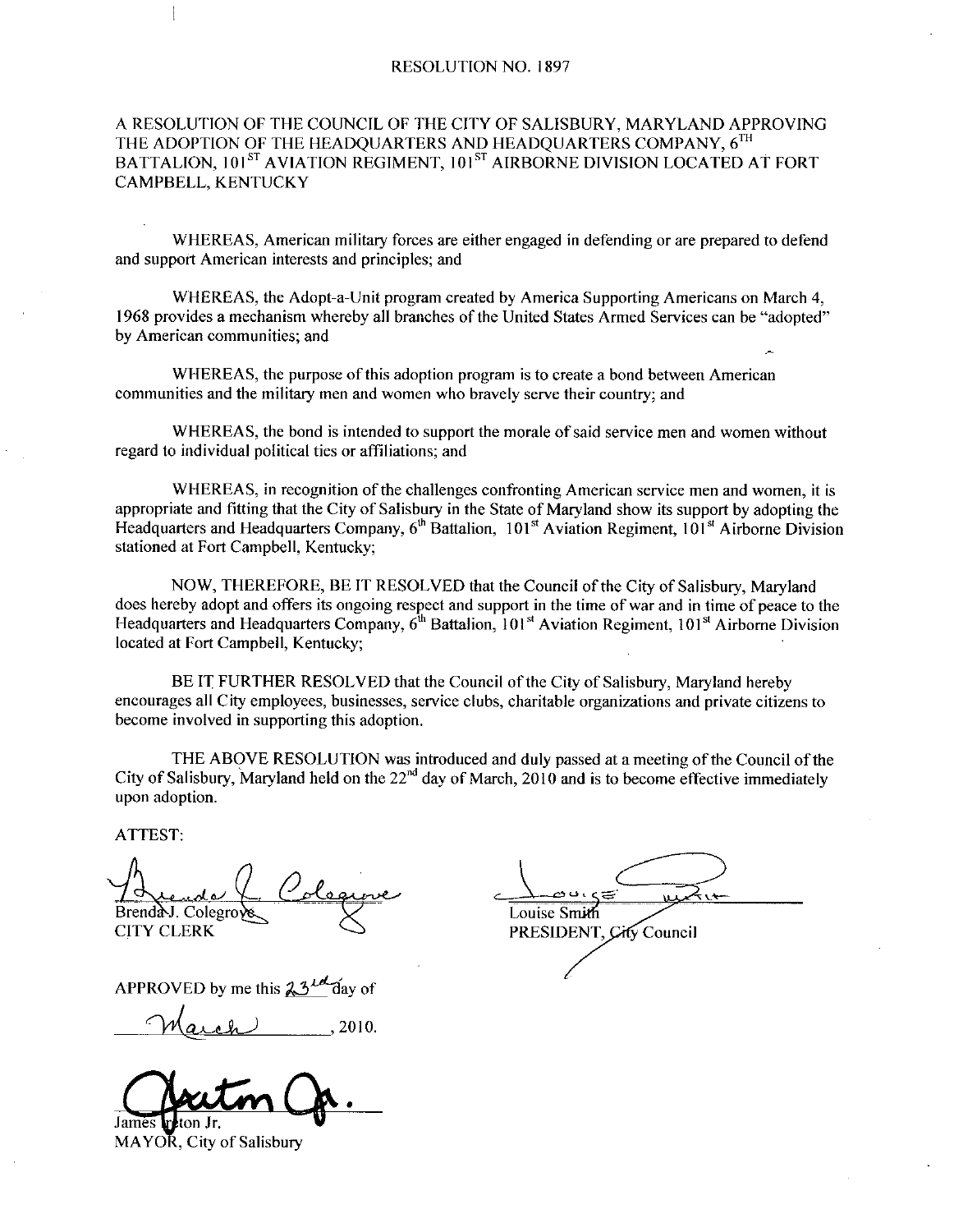RESOLUTION NO. 1897

A RESOLUTION OF THE COUNCIL OF THE CITY OF SALISBURY, MARYLAND APPROVING THE ADOPTION OF THE HEADQUARTERS AND HEADQUARTERS COMPANY, 6TH BATTALION, 101ST AVIATION REGIMENT, 101ST AIRBORNE DIVISION LOCATED AT FORT CAMPBELL, KENTUCKY

WHEREAS, American military forces are either engaged in defending or are prepared to defend and support American interests and principles; and

WHEREAS, the Adopt-a-Unit program created by America Supporting Americans on March 4, 1968 provides a mechanism whereby all branches of the United States Armed Services can be "adopted" by American communities; and

WHEREAS, the purpose of this adoption program is to create a bond between American communities and the military men and women who bravely serve their country; and

WHEREAS, the bond is intended to support the morale of said service men and women without regard to individual political ties or affiliations; and

WHEREAS, in recognition of the challenges confronting American service men and women, it is appropriate and fitting that the City of Salisbury in the State of Maryland show its support by adopting the Headquarters and Headquarters Company, 6th Battalion, 101st Aviation Regiment, 101st Airborne Division stationed at Fort Campbell, Kentucky;

NOW, THEREFORE, BE IT RESOLVED that the Council of the City of Salisbury, Maryland does hereby adopt and offers its ongoing respect and support in the time of war and in time of peace to the Headquarters and Headquarters Company, 6th Battalion, 101st Aviation Regiment, 101st Airborne Division located at Fort Campbell, Kentucky;

BE IT FURTHER RESOLVED that the Council of the City of Salisbury, Maryland hereby encourages all City employees, businesses, service clubs, charitable organizations and private citizens to become involved in supporting this adoption.

THE ABOVE RESOLUTION was introduced and duly passed at a meeting of the Council of the City of Salisbury, Maryland held on the 22nd day of March, 2010 and is to become effective immediately upon adoption.

ATTEST:

Brenda J. Colegrove
CITY CLERK

Louise Smith
PRESIDENT, City Council

APPROVED by me this 23rd day of March, 2010.

James Ireton Jr.
MAYOR, City of Salisbury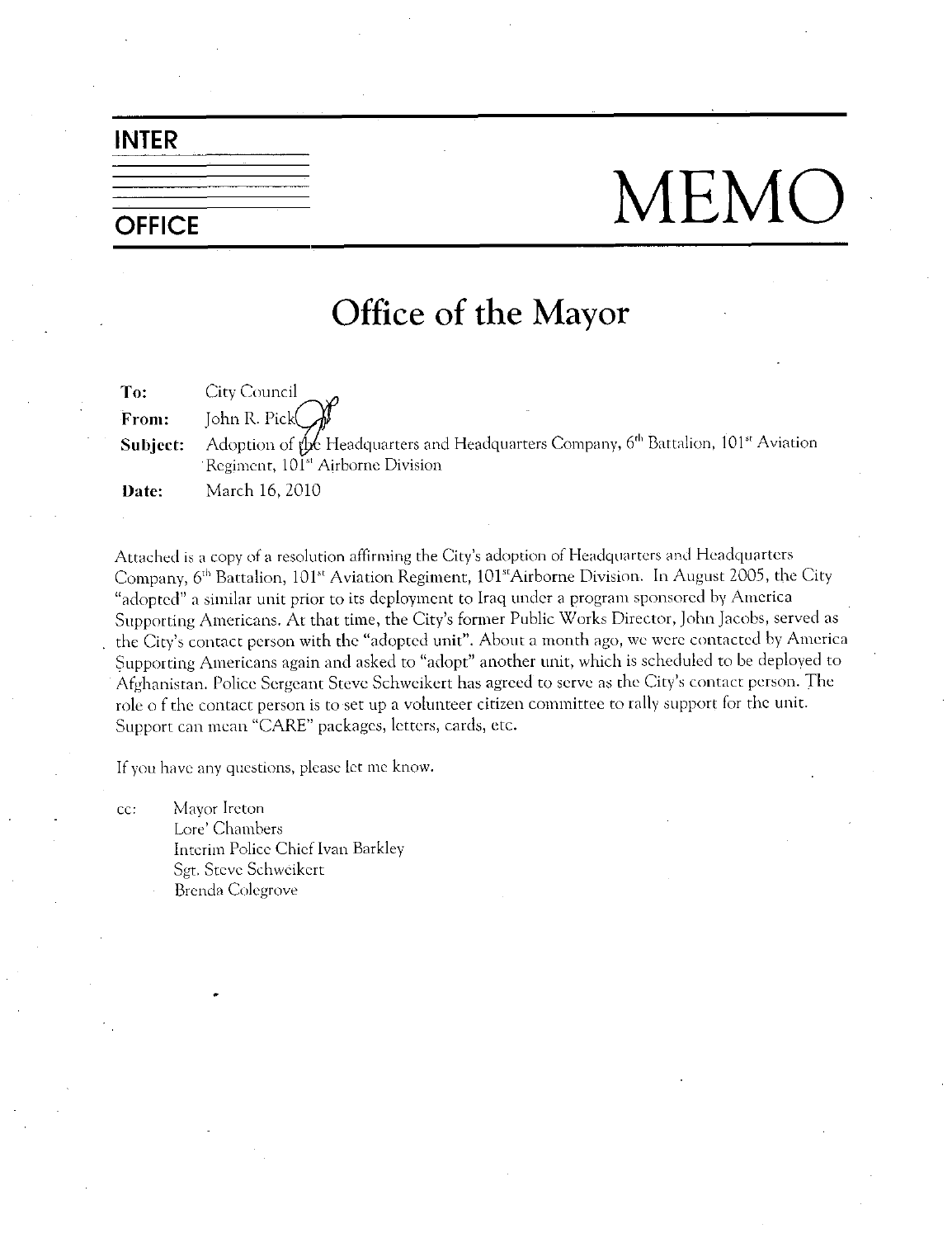# INTER OFFICE MEMO

## Office of the Mayor

**To:** City Council

**From:** John R. Pick

**Subject:** Adoption of the Headquarters and Headquarters Company, 6th Battalion, 101st Aviation Regiment, 101st Airborne Division

**Date:** March 16, 2010

Attached is a copy of a resolution affirming the City's adoption of Headquarters and Headquarters Company, 6th Battalion, 101st Aviation Regiment, 101st Airborne Division. In August 2005, the City "adopted" a similar unit prior to its deployment to Iraq under a program sponsored by America Supporting Americans. At that time, the City's former Public Works Director, John Jacobs, served as the City's contact person with the "adopted unit". About a month ago, we were contacted by America Supporting Americans again and asked to "adopt" another unit, which is scheduled to be deployed to Afghanistan. Police Sergeant Steve Schweikert has agreed to serve as the City's contact person. The role o f the contact person is to set up a volunteer citizen committee to rally support for the unit. Support can mean "CARE" packages, letters, cards, etc.

If you have any questions, please let me know.

cc: Mayor Ireton
Lore' Chambers
Interim Police Chief Ivan Barkley
Sgt. Steve Schweikert
Brenda Colegrove